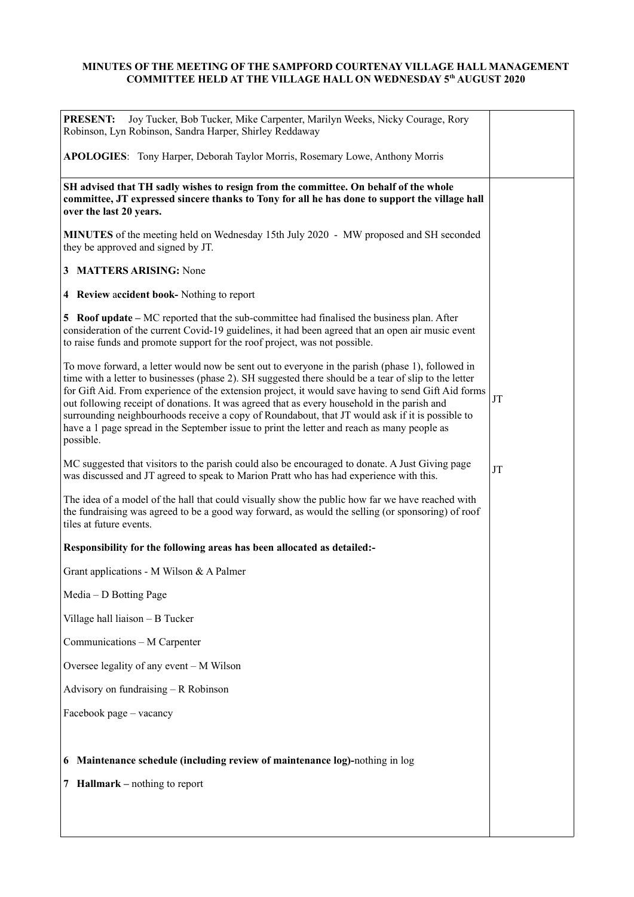**MINUTES OF THE MEETING OF THE SAMPFORD COURTENAY VILLAGE HALL MANAGEMENT COMMITTEE HELD AT THE VILLAGE HALL ON WEDNESDAY 5th AUGUST 2020**

| | |
|---|---|
| **PRESENT:** Joy Tucker, Bob Tucker, Mike Carpenter, Marilyn Weeks, Nicky Courage, Rory Robinson, Lyn Robinson, Sandra Harper, Shirley Reddaway<br><br>**APOLOGIES**: Tony Harper, Deborah Taylor Morris, Rosemary Lowe, Anthony Morris | |
| **SH advised that TH sadly wishes to resign from the committee. On behalf of the whole committee, JT expressed sincere thanks to Tony for all he has done to support the village hall over the last 20 years.** | |
| **MINUTES** of the meeting held on Wednesday 15th July 2020 - MW proposed and SH seconded they be approved and signed by JT. | |
| **3 MATTERS ARISING:** None | |
| **4 Review accident book-** Nothing to report | |
| **5 Roof update –** MC reported that the sub-committee had finalised the business plan. After consideration of the current Covid-19 guidelines, it had been agreed that an open air music event to raise funds and promote support for the roof project, was not possible. | |
| To move forward, a letter would now be sent out to everyone in the parish (phase 1), followed in time with a letter to businesses (phase 2). SH suggested there should be a tear of slip to the letter for Gift Aid. From experience of the extension project, it would save having to send Gift Aid forms out following receipt of donations. It was agreed that as every household in the parish and surrounding neighbourhoods receive a copy of Roundabout, that JT would ask if it is possible to have a 1 page spread in the September issue to print the letter and reach as many people as possible. | JT |
| MC suggested that visitors to the parish could also be encouraged to donate. A Just Giving page was discussed and JT agreed to speak to Marion Pratt who has had experience with this. | JT |
| The idea of a model of the hall that could visually show the public how far we have reached with the fundraising was agreed to be a good way forward, as would the selling (or sponsoring) of roof tiles at future events. | |
| **Responsibility for the following areas has been allocated as detailed:-** | |
| Grant applications - M Wilson & A Palmer | |
| Media – D Botting Page | |
| Village hall liaison – B Tucker | |
| Communications – M Carpenter | |
| Oversee legality of any event – M Wilson | |
| Advisory on fundraising – R Robinson | |
| Facebook page – vacancy | |
| **6 Maintenance schedule (including review of maintenance log)-**nothing in log | |
| **7 Hallmark –** nothing to report | |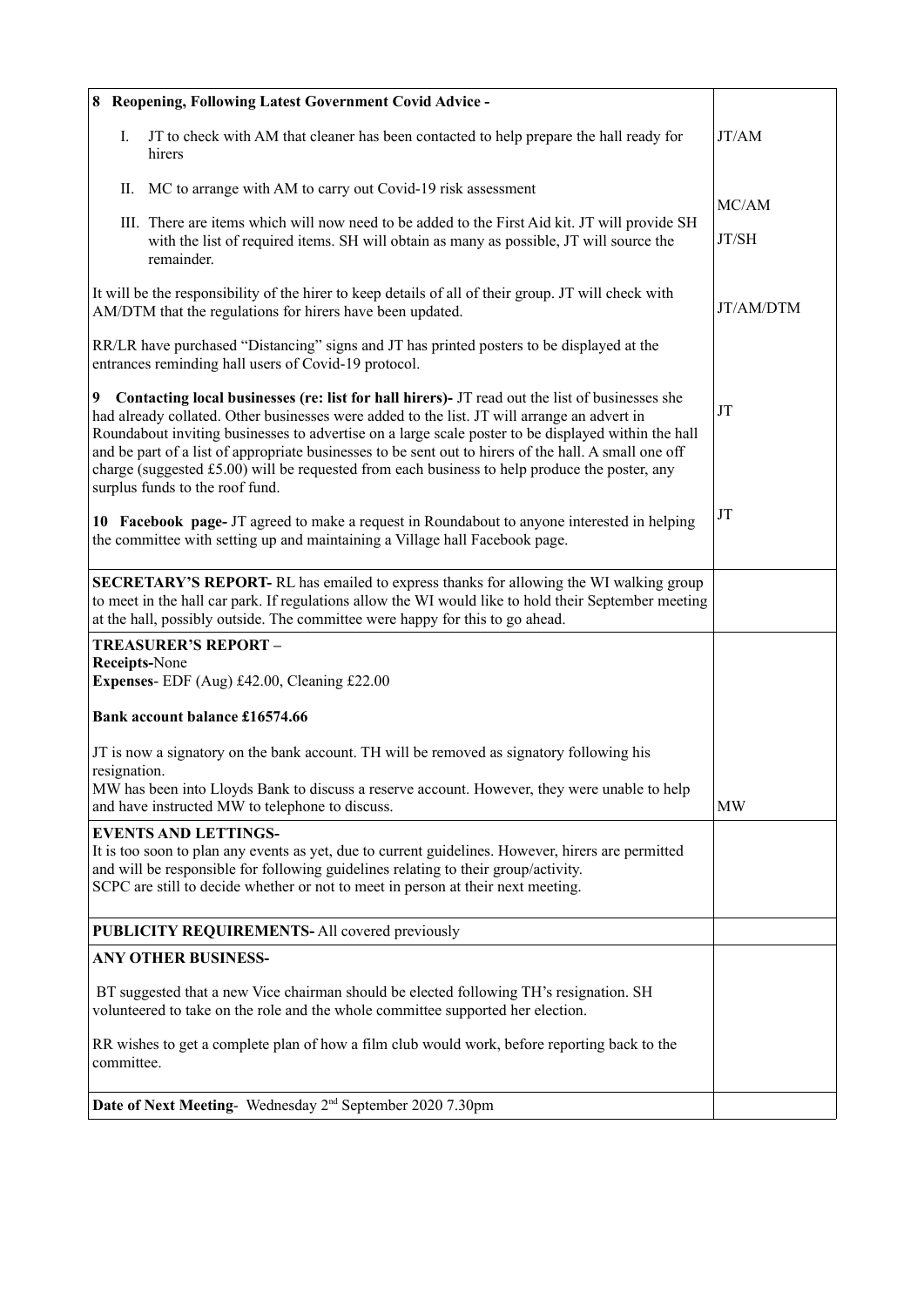| | |
|---|---|
| **8 Reopening, Following Latest Government Covid Advice -** | |
| I. JT to check with AM that cleaner has been contacted to help prepare the hall ready for hirers | JT/AM |
| II. MC to arrange with AM to carry out Covid-19 risk assessment | MC/AM |
| III. There are items which will now need to be added to the First Aid kit. JT will provide SH with the list of required items. SH will obtain as many as possible, JT will source the remainder. | JT/SH |
| It will be the responsibility of the hirer to keep details of all of their group. JT will check with AM/DTM that the regulations for hirers have been updated. | JT/AM/DTM |
| RR/LR have purchased "Distancing" signs and JT has printed posters to be displayed at the entrances reminding hall users of Covid-19 protocol. | |
| **9 Contacting local businesses (re: list for hall hirers)-** JT read out the list of businesses she had already collated. Other businesses were added to the list. JT will arrange an advert in Roundabout inviting businesses to advertise on a large scale poster to be displayed within the hall and be part of a list of appropriate businesses to be sent out to hirers of the hall. A small one off charge (suggested £5.00) will be requested from each business to help produce the poster, any surplus funds to the roof fund. | JT |
| **10 Facebook page-** JT agreed to make a request in Roundabout to anyone interested in helping the committee with setting up and maintaining a Village hall Facebook page. | JT |
| **SECRETARY'S REPORT-** RL has emailed to express thanks for allowing the WI walking group to meet in the hall car park. If regulations allow the WI would like to hold their September meeting at the hall, possibly outside. The committee were happy for this to go ahead. | |
| **TREASURER'S REPORT –**<br>**Receipts-**None<br>**Expenses**- EDF (Aug) £42.00, Cleaning £22.00<br><br>**Bank account balance £16574.66**<br><br>JT is now a signatory on the bank account. TH will be removed as signatory following his resignation.<br>MW has been into Lloyds Bank to discuss a reserve account. However, they were unable to help and have instructed MW to telephone to discuss. | MW |
| **EVENTS AND LETTINGS-**<br>It is too soon to plan any events as yet, due to current guidelines. However, hirers are permitted and will be responsible for following guidelines relating to their group/activity.<br>SCPC are still to decide whether or not to meet in person at their next meeting. | |
| **PUBLICITY REQUIREMENTS-** All covered previously | |
| **ANY OTHER BUSINESS-**<br><br>BT suggested that a new Vice chairman should be elected following TH's resignation. SH volunteered to take on the role and the whole committee supported her election.<br><br>RR wishes to get a complete plan of how a film club would work, before reporting back to the committee. | |
| **Date of Next Meeting**- Wednesday 2nd September 2020 7.30pm | |